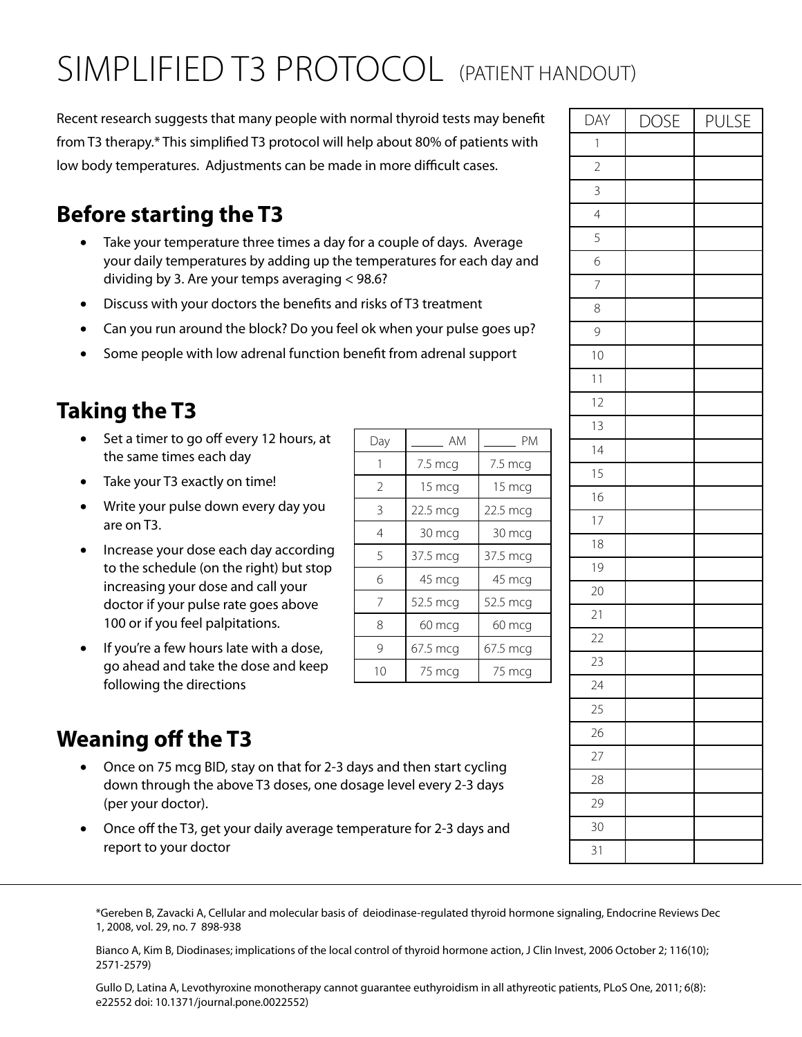# SIMPLIFIED T3 PROTOCOL (PATIENT HANDOUT)

Recent research suggests that many people with normal thyroid tests may benefit from T3 therapy.* This simplified T3 protocol will help about 80% of patients with low body temperatures. Adjustments can be made in more difficult cases.

## Before starting the T3

- Take your temperature three times a day for a couple of days. Average your daily temperatures by adding up the temperatures for each day and dividing by 3. Are your temps averaging < 98.6?
- Discuss with your doctors the benefits and risks of T3 treatment
- Can you run around the block? Do you feel ok when your pulse goes up?
- Some people with low adrenal function benefit from adrenal support

## Taking the T3

- Set a timer to go off every 12 hours, at the same times each day
- Take your T3 exactly on time!
- Write your pulse down every day you are on T3.
- Increase your dose each day according to the schedule (on the right) but stop increasing your dose and call your doctor if your pulse rate goes above 100 or if you feel palpitations.
- If you're a few hours late with a dose, go ahead and take the dose and keep following the directions

| Day | _____ AM | _____ PM |
|---|---|---|
| 1 | 7.5 mcg | 7.5 mcg |
| 2 | 15 mcg | 15 mcg |
| 3 | 22.5 mcg | 22.5 mcg |
| 4 | 30 mcg | 30 mcg |
| 5 | 37.5 mcg | 37.5 mcg |
| 6 | 45 mcg | 45 mcg |
| 7 | 52.5 mcg | 52.5 mcg |
| 8 | 60 mcg | 60 mcg |
| 9 | 67.5 mcg | 67.5 mcg |
| 10 | 75 mcg | 75 mcg |

## Weaning off the T3

- Once on 75 mcg BID, stay on that for 2-3 days and then start cycling down through the above T3 doses, one dosage level every 2-3 days (per your doctor).
- Once off the T3, get your daily average temperature for 2-3 days and report to your doctor

| DAY | DOSE | PULSE |
|---|---|---|
| 1 | | |
| 2 | | |
| 3 | | |
| 4 | | |
| 5 | | |
| 6 | | |
| 7 | | |
| 8 | | |
| 9 | | |
| 10 | | |
| 11 | | |
| 12 | | |
| 13 | | |
| 14 | | |
| 15 | | |
| 16 | | |
| 17 | | |
| 18 | | |
| 19 | | |
| 20 | | |
| 21 | | |
| 22 | | |
| 23 | | |
| 24 | | |
| 25 | | |
| 26 | | |
| 27 | | |
| 28 | | |
| 29 | | |
| 30 | | |
| 31 | | |

---

*Gereben B, Zavacki A, Cellular and molecular basis of deiodinase-regulated thyroid hormone signaling, Endocrine Reviews Dec 1, 2008, vol. 29, no. 7 898-938

Bianco A, Kim B, Diodinases; implications of the local control of thyroid hormone action, J Clin Invest, 2006 October 2; 116(10); 2571-2579)

Gullo D, Latina A, Levothyroxine monotherapy cannot guarantee euthyroidism in all athyreotic patients, PLoS One, 2011; 6(8): e22552 doi: 10.1371/journal.pone.0022552)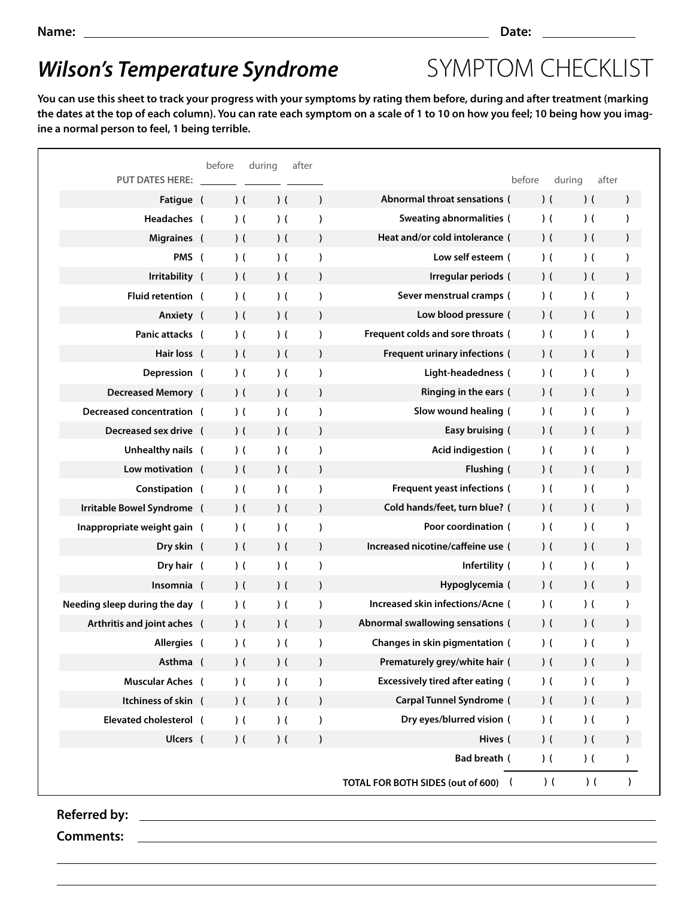Name: ____________________ Date: __________

# *Wilson's Temperature Syndrome* SYMPTOM CHECKLIST

**You can use this sheet to track your progress with your symptoms by rating them before, during and after treatment (marking the dates at the top of each column). You can rate each symptom on a scale of 1 to 10 on how you feel; 10 being how you imagine a normal person to feel, 1 being terrible.**

| Symptom | before | during | after | Symptom | before | during | after |
|---|---|---|---|---|---|---|---|
| PUT DATES HERE: | | | | | | | |
| **Fatigue** | ( ) | ( ) | ( ) | **Abnormal throat sensations** | ( ) | ( ) | ( ) |
| **Headaches** | ( ) | ( ) | ( ) | **Sweating abnormalities** | ( ) | ( ) | ( ) |
| **Migraines** | ( ) | ( ) | ( ) | **Heat and/or cold intolerance** | ( ) | ( ) | ( ) |
| **PMS** | ( ) | ( ) | ( ) | **Low self esteem** | ( ) | ( ) | ( ) |
| **Irritability** | ( ) | ( ) | ( ) | **Irregular periods** | ( ) | ( ) | ( ) |
| **Fluid retention** | ( ) | ( ) | ( ) | **Sever menstrual cramps** | ( ) | ( ) | ( ) |
| **Anxiety** | ( ) | ( ) | ( ) | **Low blood pressure** | ( ) | ( ) | ( ) |
| **Panic attacks** | ( ) | ( ) | ( ) | **Frequent colds and sore throats** | ( ) | ( ) | ( ) |
| **Hair loss** | ( ) | ( ) | ( ) | **Frequent urinary infections** | ( ) | ( ) | ( ) |
| **Depression** | ( ) | ( ) | ( ) | **Light-headedness** | ( ) | ( ) | ( ) |
| **Decreased Memory** | ( ) | ( ) | ( ) | **Ringing in the ears** | ( ) | ( ) | ( ) |
| **Decreased concentration** | ( ) | ( ) | ( ) | **Slow wound healing** | ( ) | ( ) | ( ) |
| **Decreased sex drive** | ( ) | ( ) | ( ) | **Easy bruising** | ( ) | ( ) | ( ) |
| **Unhealthy nails** | ( ) | ( ) | ( ) | **Acid indigestion** | ( ) | ( ) | ( ) |
| **Low motivation** | ( ) | ( ) | ( ) | **Flushing** | ( ) | ( ) | ( ) |
| **Constipation** | ( ) | ( ) | ( ) | **Frequent yeast infections** | ( ) | ( ) | ( ) |
| **Irritable Bowel Syndrome** | ( ) | ( ) | ( ) | **Cold hands/feet, turn blue?** | ( ) | ( ) | ( ) |
| **Inappropriate weight gain** | ( ) | ( ) | ( ) | **Poor coordination** | ( ) | ( ) | ( ) |
| **Dry skin** | ( ) | ( ) | ( ) | **Increased nicotine/caffeine use** | ( ) | ( ) | ( ) |
| **Dry hair** | ( ) | ( ) | ( ) | **Infertility** | ( ) | ( ) | ( ) |
| **Insomnia** | ( ) | ( ) | ( ) | **Hypoglycemia** | ( ) | ( ) | ( ) |
| **Needing sleep during the day** | ( ) | ( ) | ( ) | **Increased skin infections/Acne** | ( ) | ( ) | ( ) |
| **Arthritis and joint aches** | ( ) | ( ) | ( ) | **Abnormal swallowing sensations** | ( ) | ( ) | ( ) |
| **Allergies** | ( ) | ( ) | ( ) | **Changes in skin pigmentation** | ( ) | ( ) | ( ) |
| **Asthma** | ( ) | ( ) | ( ) | **Prematurely grey/white hair** | ( ) | ( ) | ( ) |
| **Muscular Aches** | ( ) | ( ) | ( ) | **Excessively tired after eating** | ( ) | ( ) | ( ) |
| **Itchiness of skin** | ( ) | ( ) | ( ) | **Carpal Tunnel Syndrome** | ( ) | ( ) | ( ) |
| **Elevated cholesterol** | ( ) | ( ) | ( ) | **Dry eyes/blurred vision** | ( ) | ( ) | ( ) |
| **Ulcers** | ( ) | ( ) | ( ) | **Hives** | ( ) | ( ) | ( ) |
| | | | | **Bad breath** | ( ) | ( ) | ( ) |
| | | | | **TOTAL FOR BOTH SIDES (out of 600)** | ( ) | ( ) | ( ) |

**Referred by:** ____________________

**Comments:** ____________________